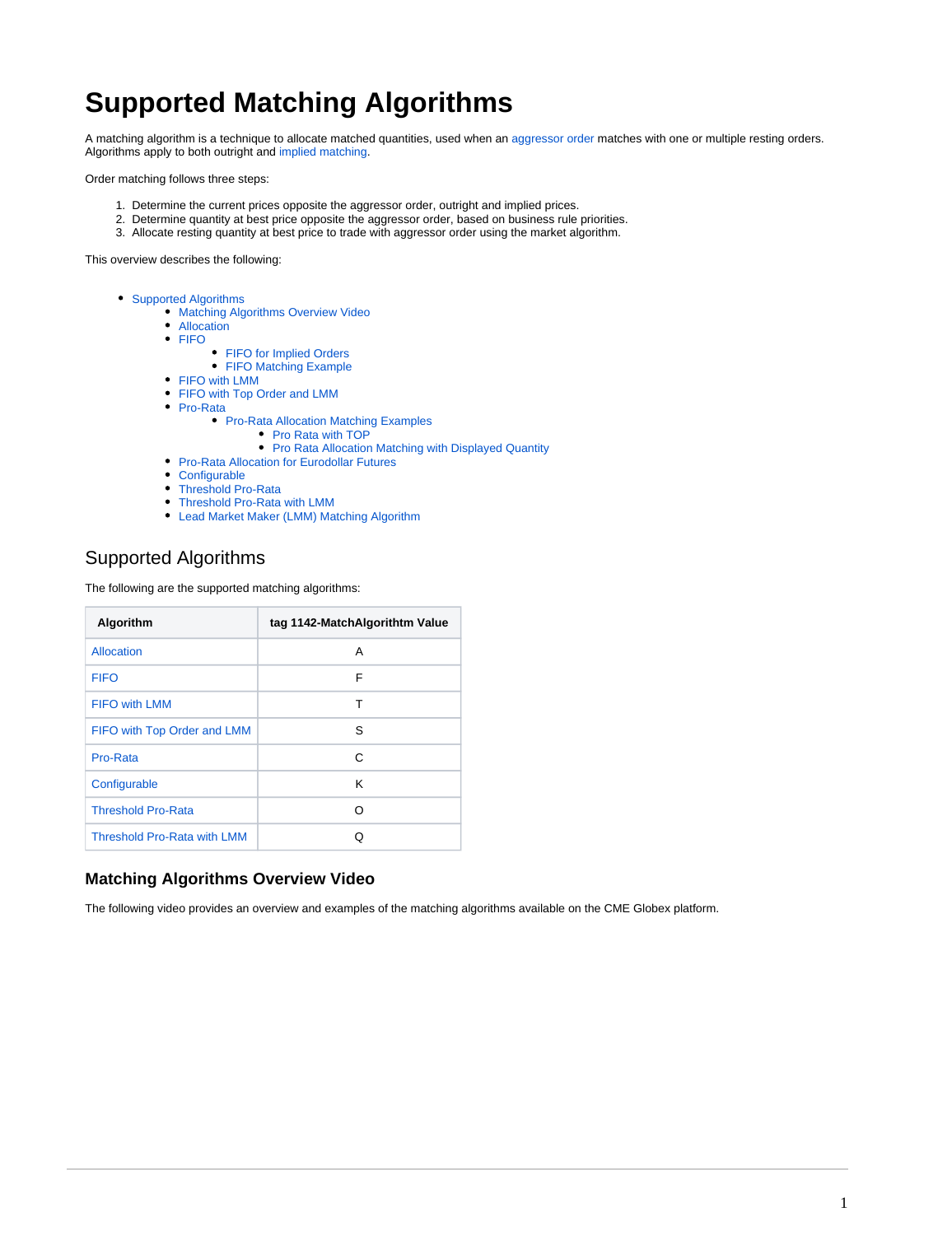# Supported Matching Algorithms

A matching algorithm is a technique to allocate matched quantities, used when an aggressor order matches with one or multiple resting orders. Algorithms apply to both outright and implied matching.

Order matching follows three steps:

1. Determine the current prices opposite the aggressor order, outright and implied prices.
2. Determine quantity at best price opposite the aggressor order, based on business rule priorities.
3. Allocate resting quantity at best price to trade with aggressor order using the market algorithm.

This overview describes the following:

- Supported Algorithms
    - Matching Algorithms Overview Video
    - Allocation
    - FIFO
        - FIFO for Implied Orders
        - FIFO Matching Example
    - FIFO with LMM
    - FIFO with Top Order and LMM
    - Pro-Rata
        - Pro-Rata Allocation Matching Examples
            - Pro Rata with TOP
            - Pro Rata Allocation Matching with Displayed Quantity
    - Pro-Rata Allocation for Eurodollar Futures
    - Configurable
    - Threshold Pro-Rata
    - Threshold Pro-Rata with LMM
    - Lead Market Maker (LMM) Matching Algorithm

## Supported Algorithms

The following are the supported matching algorithms:

| Algorithm | tag 1142-MatchAlgorithtm Value |
|---|---|
| Allocation | A |
| FIFO | F |
| FIFO with LMM | T |
| FIFO with Top Order and LMM | S |
| Pro-Rata | C |
| Configurable | K |
| Threshold Pro-Rata | O |
| Threshold Pro-Rata with LMM | Q |

### Matching Algorithms Overview Video

The following video provides an overview and examples of the matching algorithms available on the CME Globex platform.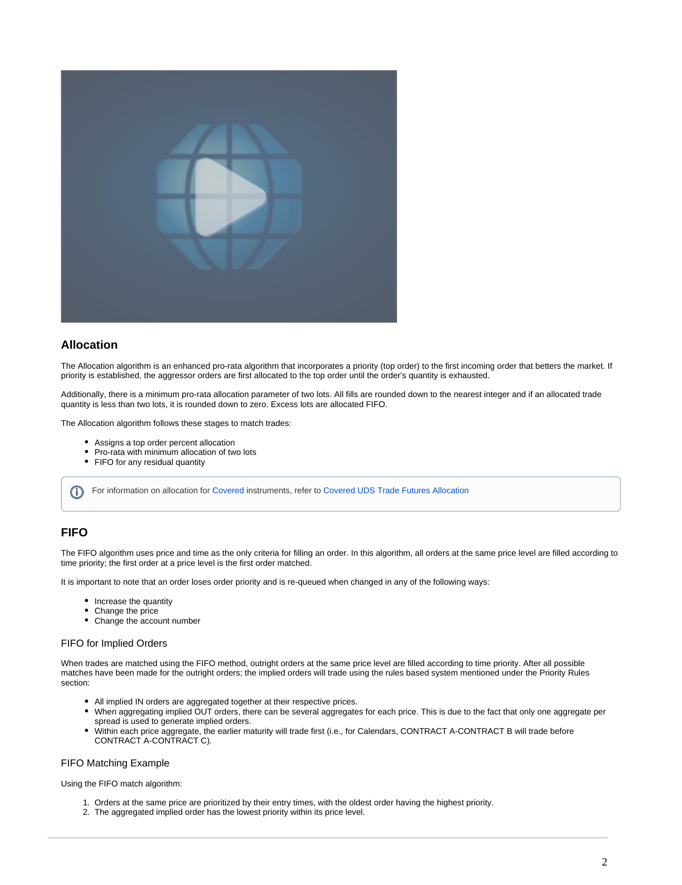## Allocation

The Allocation algorithm is an enhanced pro-rata algorithm that incorporates a priority (top order) to the first incoming order that betters the market. If priority is established, the aggressor orders are first allocated to the top order until the order's quantity is exhausted.

Additionally, there is a minimum pro-rata allocation parameter of two lots. All fills are rounded down to the nearest integer and if an allocated trade quantity is less than two lots, it is rounded down to zero. Excess lots are allocated FIFO.

The Allocation algorithm follows these stages to match trades:

- Assigns a top order percent allocation
- Pro-rata with minimum allocation of two lots
- FIFO for any residual quantity

For information on allocation for Covered instruments, refer to Covered UDS Trade Futures Allocation

## FIFO

The FIFO algorithm uses price and time as the only criteria for filling an order. In this algorithm, all orders at the same price level are filled according to time priority; the first order at a price level is the first order matched.

It is important to note that an order loses order priority and is re-queued when changed in any of the following ways:

- Increase the quantity
- Change the price
- Change the account number

### FIFO for Implied Orders

When trades are matched using the FIFO method, outright orders at the same price level are filled according to time priority. After all possible matches have been made for the outright orders; the implied orders will trade using the rules based system mentioned under the Priority Rules section:

- All implied IN orders are aggregated together at their respective prices.
- When aggregating implied OUT orders, there can be several aggregates for each price. This is due to the fact that only one aggregate per spread is used to generate implied orders.
- Within each price aggregate, the earlier maturity will trade first (i.e., for Calendars, CONTRACT A-CONTRACT B will trade before CONTRACT A-CONTRACT C).

### FIFO Matching Example

Using the FIFO match algorithm:

1. Orders at the same price are prioritized by their entry times, with the oldest order having the highest priority.
2. The aggregated implied order has the lowest priority within its price level.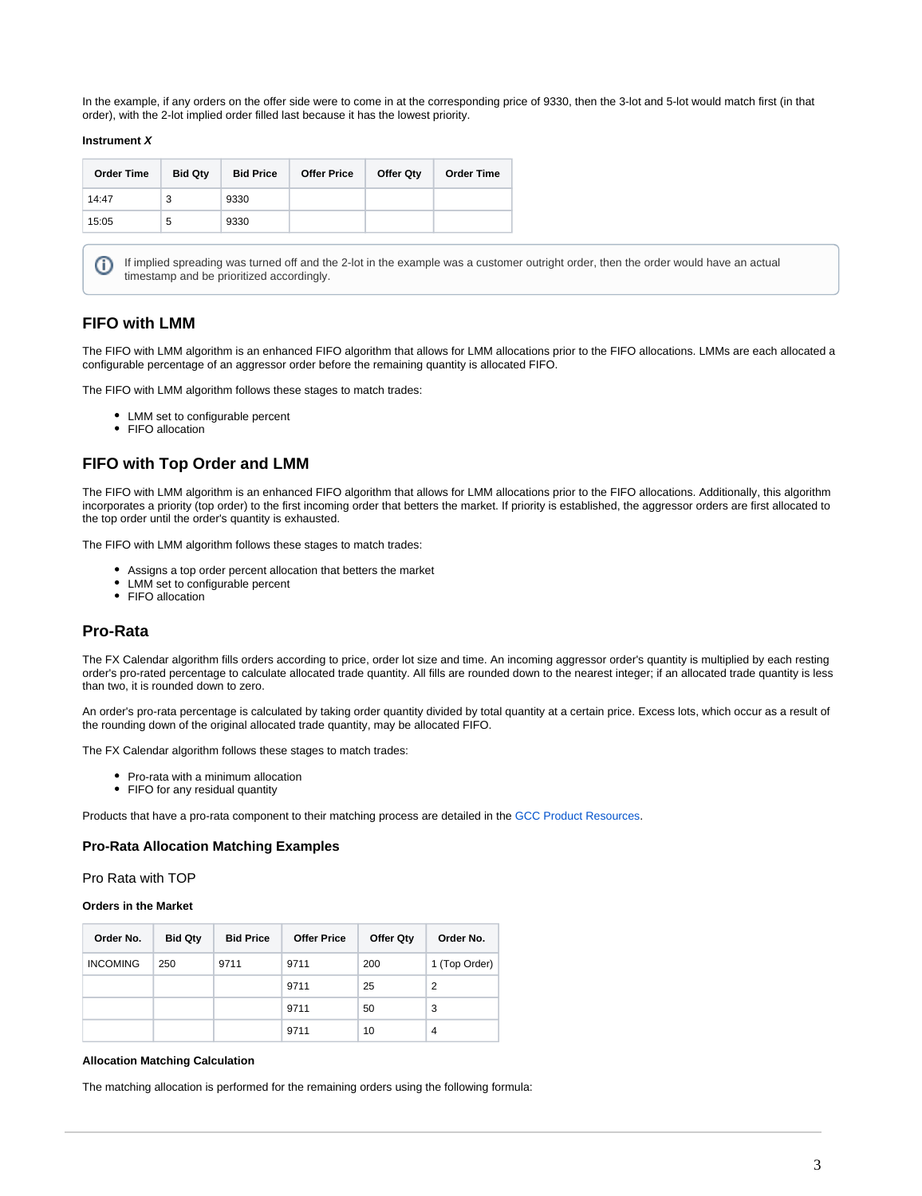In the example, if any orders on the offer side were to come in at the corresponding price of 9330, then the 3-lot and 5-lot would match first (in that order), with the 2-lot implied order filled last because it has the lowest priority.

**Instrument *X***

| Order Time | Bid Qty | Bid Price | Offer Price | Offer Qty | Order Time |
|---|---|---|---|---|---|
| 14:47 | 3 | 9330 | | | |
| 15:05 | 5 | 9330 | | | |

> If implied spreading was turned off and the 2-lot in the example was a customer outright order, then the order would have an actual timestamp and be prioritized accordingly.

## FIFO with LMM

The FIFO with LMM algorithm is an enhanced FIFO algorithm that allows for LMM allocations prior to the FIFO allocations. LMMs are each allocated a configurable percentage of an aggressor order before the remaining quantity is allocated FIFO.

The FIFO with LMM algorithm follows these stages to match trades:

- LMM set to configurable percent
- FIFO allocation

## FIFO with Top Order and LMM

The FIFO with LMM algorithm is an enhanced FIFO algorithm that allows for LMM allocations prior to the FIFO allocations. Additionally, this algorithm incorporates a priority (top order) to the first incoming order that betters the market. If priority is established, the aggressor orders are first allocated to the top order until the order's quantity is exhausted.

The FIFO with LMM algorithm follows these stages to match trades:

- Assigns a top order percent allocation that betters the market
- LMM set to configurable percent
- FIFO allocation

## Pro-Rata

The FX Calendar algorithm fills orders according to price, order lot size and time. An incoming aggressor order's quantity is multiplied by each resting order's pro-rated percentage to calculate allocated trade quantity. All fills are rounded down to the nearest integer; if an allocated trade quantity is less than two, it is rounded down to zero.

An order's pro-rata percentage is calculated by taking order quantity divided by total quantity at a certain price. Excess lots, which occur as a result of the rounding down of the original allocated trade quantity, may be allocated FIFO.

The FX Calendar algorithm follows these stages to match trades:

- Pro-rata with a minimum allocation
- FIFO for any residual quantity

Products that have a pro-rata component to their matching process are detailed in the GCC Product Resources.

### Pro-Rata Allocation Matching Examples

Pro Rata with TOP

**Orders in the Market**

| Order No. | Bid Qty | Bid Price | Offer Price | Offer Qty | Order No. |
|---|---|---|---|---|---|
| INCOMING | 250 | 9711 | 9711 | 200 | 1 (Top Order) |
| | | | 9711 | 25 | 2 |
| | | | 9711 | 50 | 3 |
| | | | 9711 | 10 | 4 |

**Allocation Matching Calculation**

The matching allocation is performed for the remaining orders using the following formula: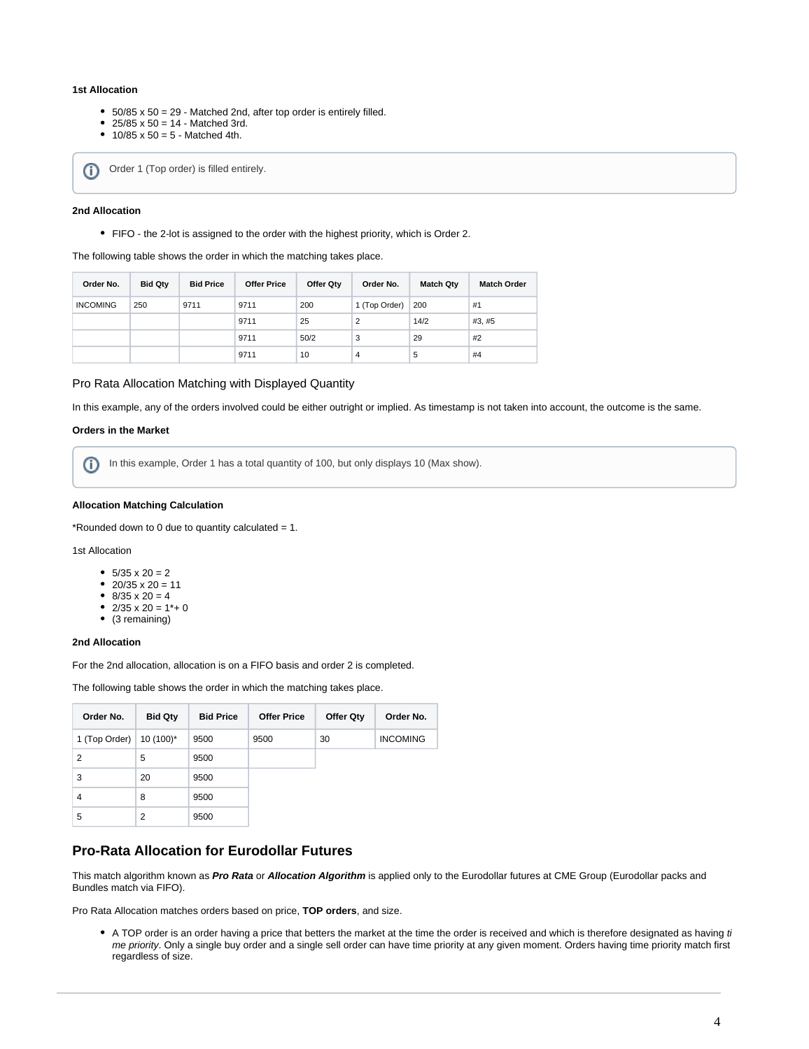**1st Allocation**

- 50/85 x 50 = 29 - Matched 2nd, after top order is entirely filled.
- 25/85 x 50 = 14 - Matched 3rd.
- 10/85 x 50 = 5 - Matched 4th.

> Order 1 (Top order) is filled entirely.

**2nd Allocation**

- FIFO - the 2-lot is assigned to the order with the highest priority, which is Order 2.

The following table shows the order in which the matching takes place.

| Order No. | Bid Qty | Bid Price | Offer Price | Offer Qty | Order No. | Match Qty | Match Order |
|---|---|---|---|---|---|---|---|
| INCOMING | 250 | 9711 | 9711 | 200 | 1 (Top Order) | 200 | #1 |
| | | | 9711 | 25 | 2 | 14/2 | #3, #5 |
| | | | 9711 | 50/2 | 3 | 29 | #2 |
| | | | 9711 | 10 | 4 | 5 | #4 |

### Pro Rata Allocation Matching with Displayed Quantity

In this example, any of the orders involved could be either outright or implied. As timestamp is not taken into account, the outcome is the same.

**Orders in the Market**

> In this example, Order 1 has a total quantity of 100, but only displays 10 (Max show).

**Allocation Matching Calculation**

*Rounded down to 0 due to quantity calculated = 1.

1st Allocation

- 5/35 x 20 = 2
- 20/35 x 20 = 11
- 8/35 x 20 = 4
- 2/35 x 20 = 1*+ 0
- (3 remaining)

**2nd Allocation**

For the 2nd allocation, allocation is on a FIFO basis and order 2 is completed.

The following table shows the order in which the matching takes place.

| Order No. | Bid Qty | Bid Price | Offer Price | Offer Qty | Order No. |
|---|---|---|---|---|---|
| 1 (Top Order) | 10 (100)* | 9500 | 9500 | 30 | INCOMING |
| 2 | 5 | 9500 | | | |
| 3 | 20 | 9500 | | | |
| 4 | 8 | 9500 | | | |
| 5 | 2 | 9500 | | | |

## Pro-Rata Allocation for Eurodollar Futures

This match algorithm known as ***Pro Rata*** or ***Allocation Algorithm*** is applied only to the Eurodollar futures at CME Group (Eurodollar packs and Bundles match via FIFO).

Pro Rata Allocation matches orders based on price, **TOP orders**, and size.

- A TOP order is an order having a price that betters the market at the time the order is received and which is therefore designated as having *time priority*. Only a single buy order and a single sell order can have time priority at any given moment. Orders having time priority match first regardless of size.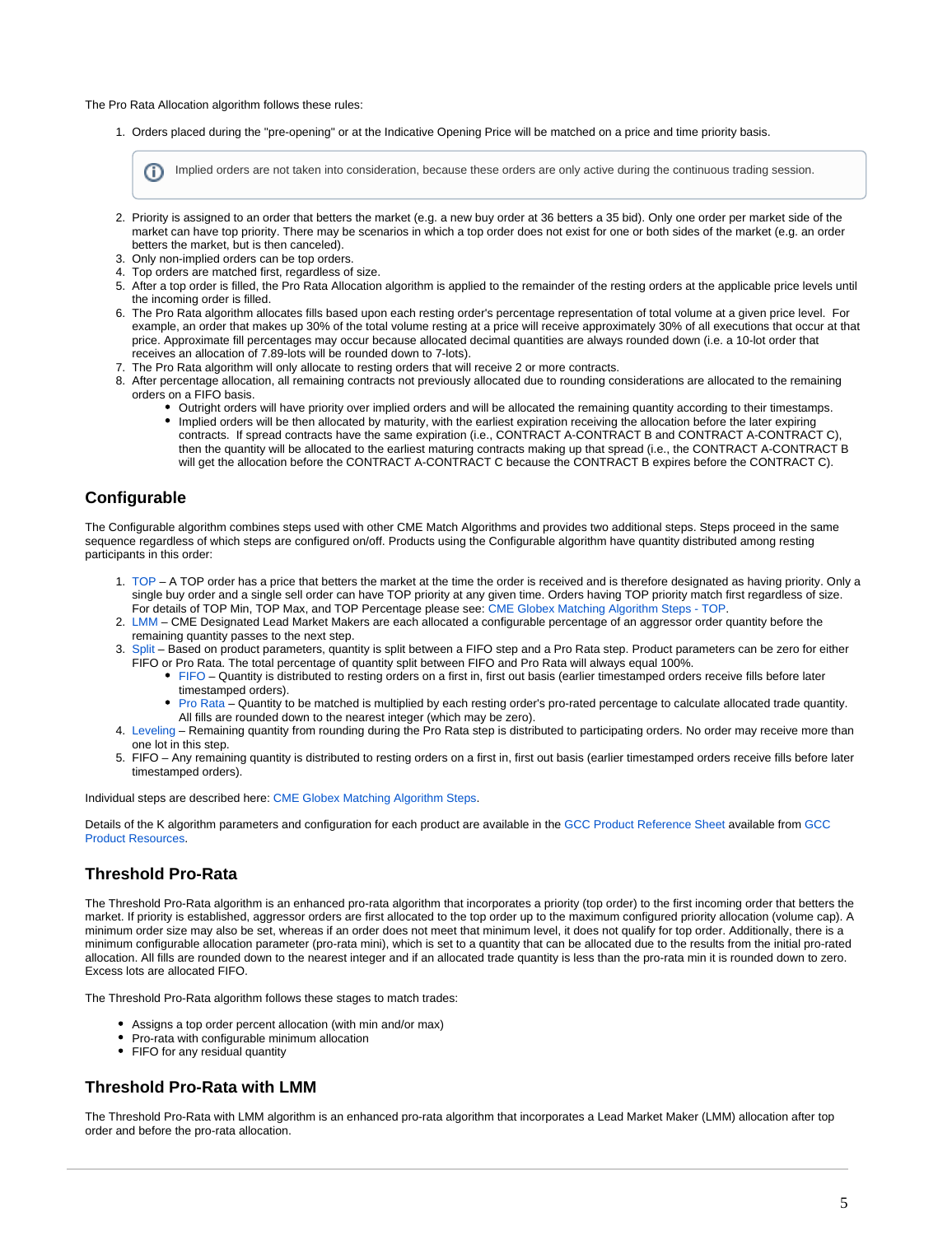The Pro Rata Allocation algorithm follows these rules:

1. Orders placed during the "pre-opening" or at the Indicative Opening Price will be matched on a price and time priority basis.

> Implied orders are not taken into consideration, because these orders are only active during the continuous trading session.

2. Priority is assigned to an order that betters the market (e.g. a new buy order at 36 betters a 35 bid). Only one order per market side of the market can have top priority. There may be scenarios in which a top order does not exist for one or both sides of the market (e.g. an order betters the market, but is then canceled).
3. Only non-implied orders can be top orders.
4. Top orders are matched first, regardless of size.
5. After a top order is filled, the Pro Rata Allocation algorithm is applied to the remainder of the resting orders at the applicable price levels until the incoming order is filled.
6. The Pro Rata algorithm allocates fills based upon each resting order's percentage representation of total volume at a given price level. For example, an order that makes up 30% of the total volume resting at a price will receive approximately 30% of all executions that occur at that price. Approximate fill percentages may occur because allocated decimal quantities are always rounded down (i.e. a 10-lot order that receives an allocation of 7.89-lots will be rounded down to 7-lots).
7. The Pro Rata algorithm will only allocate to resting orders that will receive 2 or more contracts.
8. After percentage allocation, all remaining contracts not previously allocated due to rounding considerations are allocated to the remaining orders on a FIFO basis.
    - Outright orders will have priority over implied orders and will be allocated the remaining quantity according to their timestamps.
    - Implied orders will be then allocated by maturity, with the earliest expiration receiving the allocation before the later expiring contracts. If spread contracts have the same expiration (i.e., CONTRACT A-CONTRACT B and CONTRACT A-CONTRACT C), then the quantity will be allocated to the earliest maturing contracts making up that spread (i.e., the CONTRACT A-CONTRACT B will get the allocation before the CONTRACT A-CONTRACT C because the CONTRACT B expires before the CONTRACT C).

## Configurable

The Configurable algorithm combines steps used with other CME Match Algorithms and provides two additional steps. Steps proceed in the same sequence regardless of which steps are configured on/off. Products using the Configurable algorithm have quantity distributed among resting participants in this order:

1. TOP – A TOP order has a price that betters the market at the time the order is received and is therefore designated as having priority. Only a single buy order and a single sell order can have TOP priority at any given time. Orders having TOP priority match first regardless of size. For details of TOP Min, TOP Max, and TOP Percentage please see: CME Globex Matching Algorithm Steps - TOP.
2. LMM – CME Designated Lead Market Makers are each allocated a configurable percentage of an aggressor order quantity before the remaining quantity passes to the next step.
3. Split – Based on product parameters, quantity is split between a FIFO step and a Pro Rata step. Product parameters can be zero for either FIFO or Pro Rata. The total percentage of quantity split between FIFO and Pro Rata will always equal 100%.
    - FIFO – Quantity is distributed to resting orders on a first in, first out basis (earlier timestamped orders receive fills before later timestamped orders).
    - Pro Rata – Quantity to be matched is multiplied by each resting order's pro-rated percentage to calculate allocated trade quantity. All fills are rounded down to the nearest integer (which may be zero).
4. Leveling – Remaining quantity from rounding during the Pro Rata step is distributed to participating orders. No order may receive more than one lot in this step.
5. FIFO – Any remaining quantity is distributed to resting orders on a first in, first out basis (earlier timestamped orders receive fills before later timestamped orders).

Individual steps are described here: CME Globex Matching Algorithm Steps.

Details of the K algorithm parameters and configuration for each product are available in the GCC Product Reference Sheet available from GCC Product Resources.

## Threshold Pro-Rata

The Threshold Pro-Rata algorithm is an enhanced pro-rata algorithm that incorporates a priority (top order) to the first incoming order that betters the market. If priority is established, aggressor orders are first allocated to the top order up to the maximum configured priority allocation (volume cap). A minimum order size may also be set, whereas if an order does not meet that minimum level, it does not qualify for top order. Additionally, there is a minimum configurable allocation parameter (pro-rata mini), which is set to a quantity that can be allocated due to the results from the initial pro-rated allocation. All fills are rounded down to the nearest integer and if an allocated trade quantity is less than the pro-rata min it is rounded down to zero. Excess lots are allocated FIFO.

The Threshold Pro-Rata algorithm follows these stages to match trades:

- Assigns a top order percent allocation (with min and/or max)
- Pro-rata with configurable minimum allocation
- FIFO for any residual quantity

## Threshold Pro-Rata with LMM

The Threshold Pro-Rata with LMM algorithm is an enhanced pro-rata algorithm that incorporates a Lead Market Maker (LMM) allocation after top order and before the pro-rata allocation.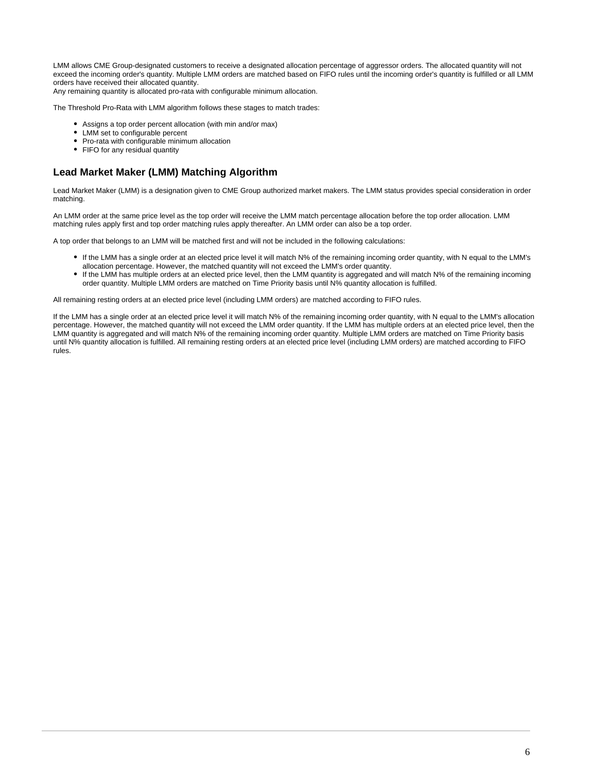LMM allows CME Group-designated customers to receive a designated allocation percentage of aggressor orders. The allocated quantity will not exceed the incoming order's quantity. Multiple LMM orders are matched based on FIFO rules until the incoming order's quantity is fulfilled or all LMM orders have received their allocated quantity.
Any remaining quantity is allocated pro-rata with configurable minimum allocation.

The Threshold Pro-Rata with LMM algorithm follows these stages to match trades:

- Assigns a top order percent allocation (with min and/or max)
- LMM set to configurable percent
- Pro-rata with configurable minimum allocation
- FIFO for any residual quantity

## Lead Market Maker (LMM) Matching Algorithm

Lead Market Maker (LMM) is a designation given to CME Group authorized market makers. The LMM status provides special consideration in order matching.

An LMM order at the same price level as the top order will receive the LMM match percentage allocation before the top order allocation. LMM matching rules apply first and top order matching rules apply thereafter. An LMM order can also be a top order.

A top order that belongs to an LMM will be matched first and will not be included in the following calculations:

- If the LMM has a single order at an elected price level it will match N% of the remaining incoming order quantity, with N equal to the LMM's allocation percentage. However, the matched quantity will not exceed the LMM's order quantity.
- If the LMM has multiple orders at an elected price level, then the LMM quantity is aggregated and will match N% of the remaining incoming order quantity. Multiple LMM orders are matched on Time Priority basis until N% quantity allocation is fulfilled.

All remaining resting orders at an elected price level (including LMM orders) are matched according to FIFO rules.

If the LMM has a single order at an elected price level it will match N% of the remaining incoming order quantity, with N equal to the LMM's allocation percentage. However, the matched quantity will not exceed the LMM order quantity. If the LMM has multiple orders at an elected price level, then the LMM quantity is aggregated and will match N% of the remaining incoming order quantity. Multiple LMM orders are matched on Time Priority basis until N% quantity allocation is fulfilled. All remaining resting orders at an elected price level (including LMM orders) are matched according to FIFO rules.